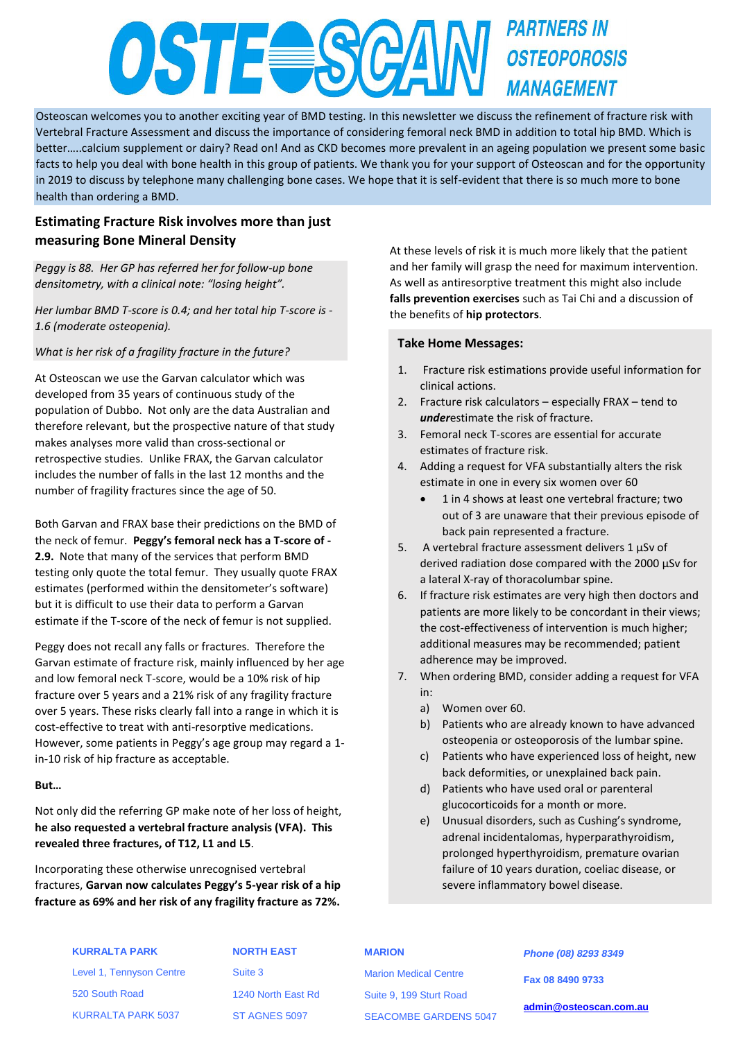# OSTEOSCAN PARTNERS IN OSTEOPOROSIS MANAGEMENT

Osteoscan welcomes you to another exciting year of BMD testing. In this newsletter we discuss the refinement of fracture risk with Vertebral Fracture Assessment and discuss the importance of considering femoral neck BMD in addition to total hip BMD. Which is better…..calcium supplement or dairy? Read on! And as CKD becomes more prevalent in an ageing population we present some basic facts to help you deal with bone health in this group of patients. We thank you for your support of Osteoscan and for the opportunity in 2019 to discuss by telephone many challenging bone cases. We hope that it is self-evident that there is so much more to bone health than ordering a BMD.

## Estimating Fracture Risk involves more than just measuring Bone Mineral Density

*Peggy is 88. Her GP has referred her for follow-up bone densitometry, with a clinical note: "losing height".*

*Her lumbar BMD T-score is 0.4; and her total hip T-score is -1.6 (moderate osteopenia).*

*What is her risk of a fragility fracture in the future?*

At Osteoscan we use the Garvan calculator which was developed from 35 years of continuous study of the population of Dubbo. Not only are the data Australian and therefore relevant, but the prospective nature of that study makes analyses more valid than cross-sectional or retrospective studies. Unlike FRAX, the Garvan calculator includes the number of falls in the last 12 months and the number of fragility fractures since the age of 50.

Both Garvan and FRAX base their predictions on the BMD of the neck of femur. **Peggy's femoral neck has a T-score of -2.9.** Note that many of the services that perform BMD testing only quote the total femur. They usually quote FRAX estimates (performed within the densitometer's software) but it is difficult to use their data to perform a Garvan estimate if the T-score of the neck of femur is not supplied.

Peggy does not recall any falls or fractures. Therefore the Garvan estimate of fracture risk, mainly influenced by her age and low femoral neck T-score, would be a 10% risk of hip fracture over 5 years and a 21% risk of any fragility fracture over 5 years. These risks clearly fall into a range in which it is cost-effective to treat with anti-resorptive medications. However, some patients in Peggy's age group may regard a 1-in-10 risk of hip fracture as acceptable.

**But…**

Not only did the referring GP make note of her loss of height, **he also requested a vertebral fracture analysis (VFA). This revealed three fractures, of T12, L1 and L5**.

Incorporating these otherwise unrecognised vertebral fractures, **Garvan now calculates Peggy's 5-year risk of a hip fracture as 69% and her risk of any fragility fracture as 72%.**

At these levels of risk it is much more likely that the patient and her family will grasp the need for maximum intervention. As well as antiresorptive treatment this might also include **falls prevention exercises** such as Tai Chi and a discussion of the benefits of **hip protectors**.

### Take Home Messages:

1. Fracture risk estimations provide useful information for clinical actions.
2. Fracture risk calculators – especially FRAX – tend to ***under***estimate the risk of fracture.
3. Femoral neck T-scores are essential for accurate estimates of fracture risk.
4. Adding a request for VFA substantially alters the risk estimate in one in every six women over 60
   - 1 in 4 shows at least one vertebral fracture; two out of 3 are unaware that their previous episode of back pain represented a fracture.
5. A vertebral fracture assessment delivers 1 µSv of derived radiation dose compared with the 2000 µSv for a lateral X-ray of thoracolumbar spine.
6. If fracture risk estimates are very high then doctors and patients are more likely to be concordant in their views; the cost-effectiveness of intervention is much higher; additional measures may be recommended; patient adherence may be improved.
7. When ordering BMD, consider adding a request for VFA in:
   a) Women over 60.
   b) Patients who are already known to have advanced osteopenia or osteoporosis of the lumbar spine.
   c) Patients who have experienced loss of height, new back deformities, or unexplained back pain.
   d) Patients who have used oral or parenteral glucocorticoids for a month or more.
   e) Unusual disorders, such as Cushing's syndrome, adrenal incidentalomas, hyperparathyroidism, prolonged hyperthyroidism, premature ovarian failure of 10 years duration, coeliac disease, or severe inflammatory bowel disease.

**KURRALTA PARK**
Level 1, Tennyson Centre
520 South Road
KURRALTA PARK 5037

**NORTH EAST**
Suite 3
1240 North East Rd
ST AGNES 5097

**MARION**
Marion Medical Centre
Suite 9, 199 Sturt Road
SEACOMBE GARDENS 5047

*Phone (08) 8293 8349*

**Fax 08 8490 9733**

**admin@osteoscan.com.au**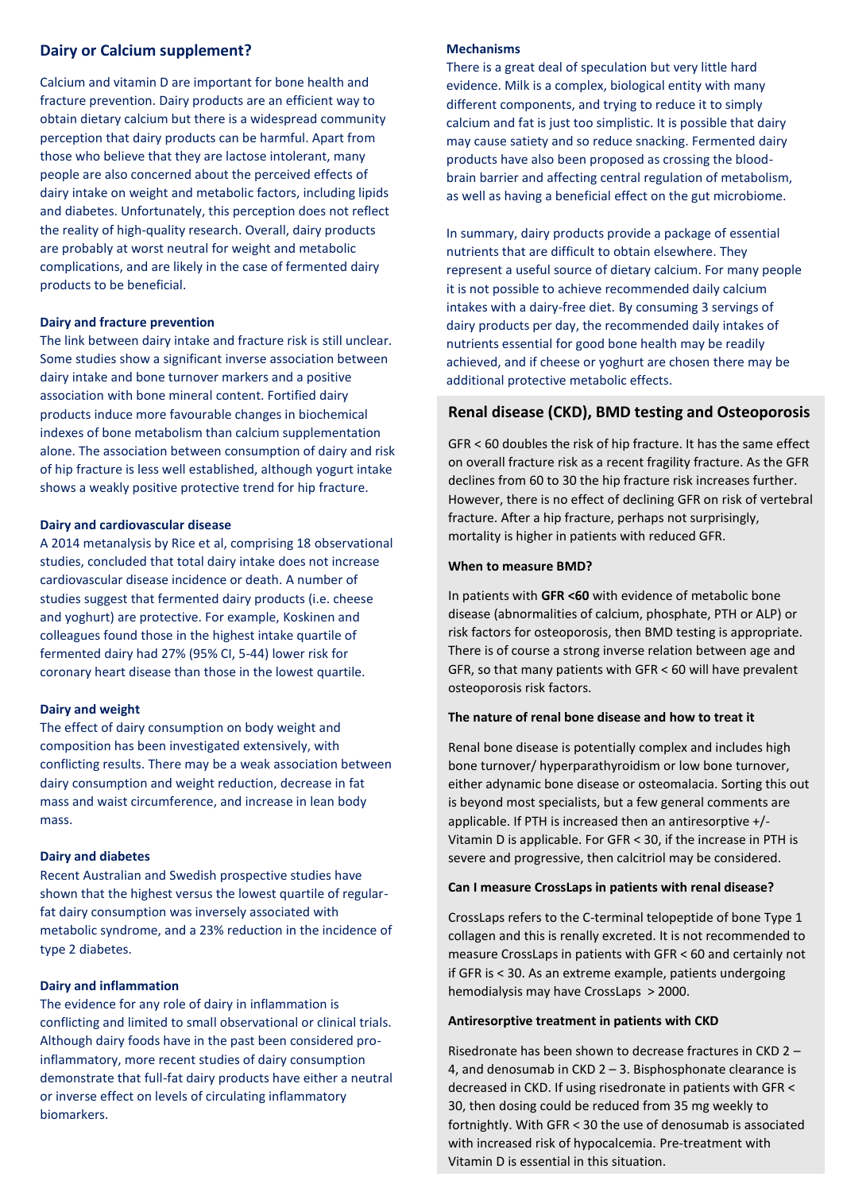## Dairy or Calcium supplement?

Calcium and vitamin D are important for bone health and fracture prevention. Dairy products are an efficient way to obtain dietary calcium but there is a widespread community perception that dairy products can be harmful. Apart from those who believe that they are lactose intolerant, many people are also concerned about the perceived effects of dairy intake on weight and metabolic factors, including lipids and diabetes. Unfortunately, this perception does not reflect the reality of high-quality research. Overall, dairy products are probably at worst neutral for weight and metabolic complications, and are likely in the case of fermented dairy products to be beneficial.

### Dairy and fracture prevention

The link between dairy intake and fracture risk is still unclear. Some studies show a significant inverse association between dairy intake and bone turnover markers and a positive association with bone mineral content. Fortified dairy products induce more favourable changes in biochemical indexes of bone metabolism than calcium supplementation alone. The association between consumption of dairy and risk of hip fracture is less well established, although yogurt intake shows a weakly positive protective trend for hip fracture.

### Dairy and cardiovascular disease

A 2014 metanalysis by Rice et al, comprising 18 observational studies, concluded that total dairy intake does not increase cardiovascular disease incidence or death. A number of studies suggest that fermented dairy products (i.e. cheese and yoghurt) are protective. For example, Koskinen and colleagues found those in the highest intake quartile of fermented dairy had 27% (95% CI, 5-44) lower risk for coronary heart disease than those in the lowest quartile.

### Dairy and weight

The effect of dairy consumption on body weight and composition has been investigated extensively, with conflicting results. There may be a weak association between dairy consumption and weight reduction, decrease in fat mass and waist circumference, and increase in lean body mass.

### Dairy and diabetes

Recent Australian and Swedish prospective studies have shown that the highest versus the lowest quartile of regular-fat dairy consumption was inversely associated with metabolic syndrome, and a 23% reduction in the incidence of type 2 diabetes.

### Dairy and inflammation

The evidence for any role of dairy in inflammation is conflicting and limited to small observational or clinical trials. Although dairy foods have in the past been considered pro-inflammatory, more recent studies of dairy consumption demonstrate that full-fat dairy products have either a neutral or inverse effect on levels of circulating inflammatory biomarkers.

### Mechanisms

There is a great deal of speculation but very little hard evidence. Milk is a complex, biological entity with many different components, and trying to reduce it to simply calcium and fat is just too simplistic. It is possible that dairy may cause satiety and so reduce snacking. Fermented dairy products have also been proposed as crossing the blood-brain barrier and affecting central regulation of metabolism, as well as having a beneficial effect on the gut microbiome.

In summary, dairy products provide a package of essential nutrients that are difficult to obtain elsewhere. They represent a useful source of dietary calcium. For many people it is not possible to achieve recommended daily calcium intakes with a dairy-free diet. By consuming 3 servings of dairy products per day, the recommended daily intakes of nutrients essential for good bone health may be readily achieved, and if cheese or yoghurt are chosen there may be additional protective metabolic effects.

## Renal disease (CKD), BMD testing and Osteoporosis

GFR < 60 doubles the risk of hip fracture. It has the same effect on overall fracture risk as a recent fragility fracture. As the GFR declines from 60 to 30 the hip fracture risk increases further. However, there is no effect of declining GFR on risk of vertebral fracture. After a hip fracture, perhaps not surprisingly, mortality is higher in patients with reduced GFR.

### When to measure BMD?

In patients with **GFR <60** with evidence of metabolic bone disease (abnormalities of calcium, phosphate, PTH or ALP) or risk factors for osteoporosis, then BMD testing is appropriate. There is of course a strong inverse relation between age and GFR, so that many patients with GFR < 60 will have prevalent osteoporosis risk factors.

### The nature of renal bone disease and how to treat it

Renal bone disease is potentially complex and includes high bone turnover/ hyperparathyroidism or low bone turnover, either adynamic bone disease or osteomalacia. Sorting this out is beyond most specialists, but a few general comments are applicable. If PTH is increased then an antiresorptive +/- Vitamin D is applicable. For GFR < 30, if the increase in PTH is severe and progressive, then calcitriol may be considered.

### Can I measure CrossLaps in patients with renal disease?

CrossLaps refers to the C-terminal telopeptide of bone Type 1 collagen and this is renally excreted. It is not recommended to measure CrossLaps in patients with GFR < 60 and certainly not if GFR is < 30. As an extreme example, patients undergoing hemodialysis may have CrossLaps > 2000.

### Antiresorptive treatment in patients with CKD

Risedronate has been shown to decrease fractures in CKD 2 – 4, and denosumab in CKD 2 – 3. Bisphosphonate clearance is decreased in CKD. If using risedronate in patients with GFR < 30, then dosing could be reduced from 35 mg weekly to fortnightly. With GFR < 30 the use of denosumab is associated with increased risk of hypocalcemia. Pre-treatment with Vitamin D is essential in this situation.